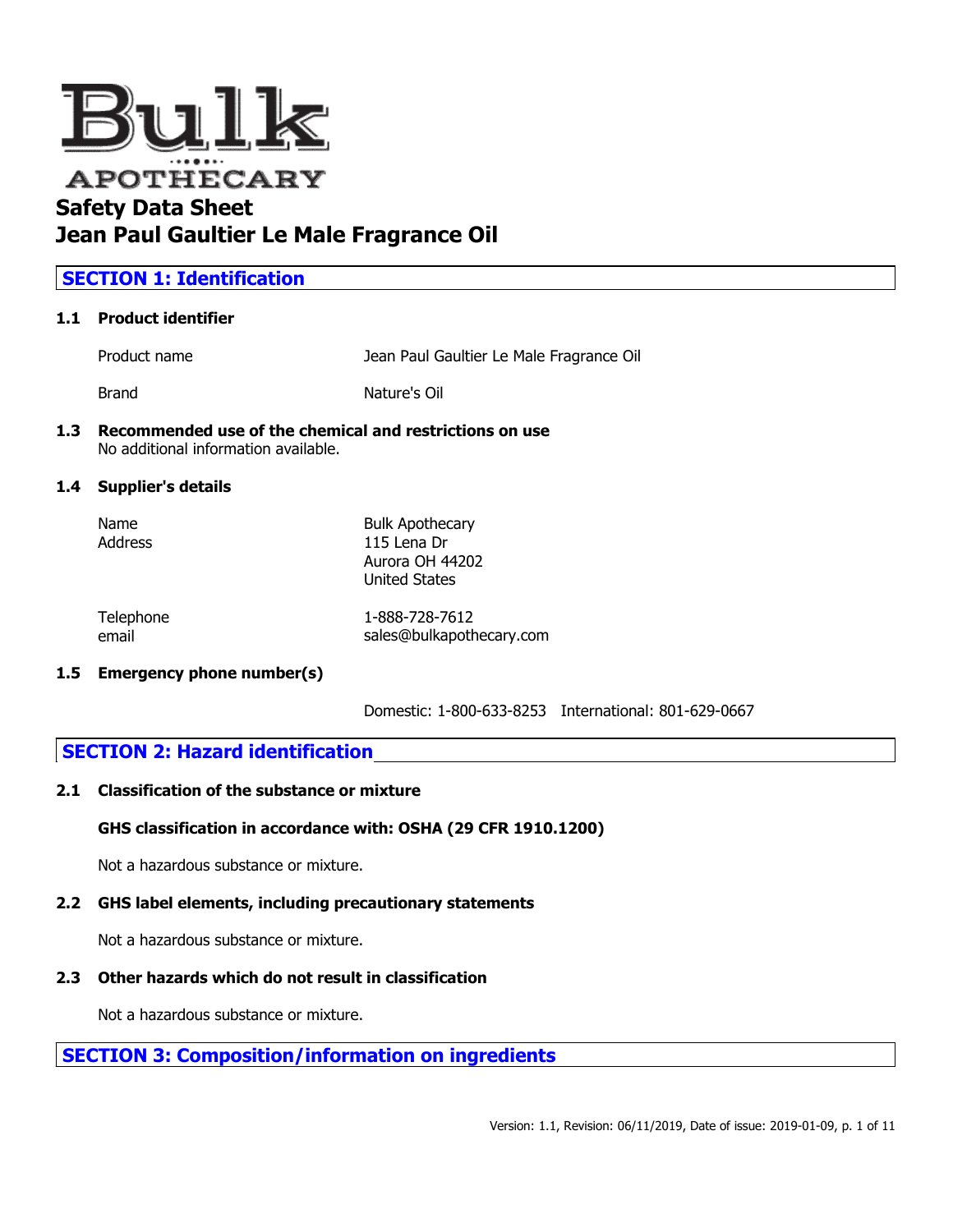# Bulk APOTHECARY

# Safety Data Sheet
# Jean Paul Gaultier Le Male Fragrance Oil

## SECTION 1: Identification

### 1.1 Product identifier

| | |
|---|---|
| Product name | Jean Paul Gaultier Le Male Fragrance Oil |
| Brand | Nature's Oil |

### 1.3 Recommended use of the chemical and restrictions on use

No additional information available.

### 1.4 Supplier's details

| | |
|---|---|
| Name | Bulk Apothecary |
| Address | 115 Lena Dr<br>Aurora OH 44202<br>United States |
| Telephone | 1-888-728-7612 |
| email | sales@bulkapothecary.com |

### 1.5 Emergency phone number(s)

Domestic: 1-800-633-8253 International: 801-629-0667

## SECTION 2: Hazard identification

### 2.1 Classification of the substance or mixture

**GHS classification in accordance with: OSHA (29 CFR 1910.1200)**

Not a hazardous substance or mixture.

### 2.2 GHS label elements, including precautionary statements

Not a hazardous substance or mixture.

### 2.3 Other hazards which do not result in classification

Not a hazardous substance or mixture.

## SECTION 3: Composition/information on ingredients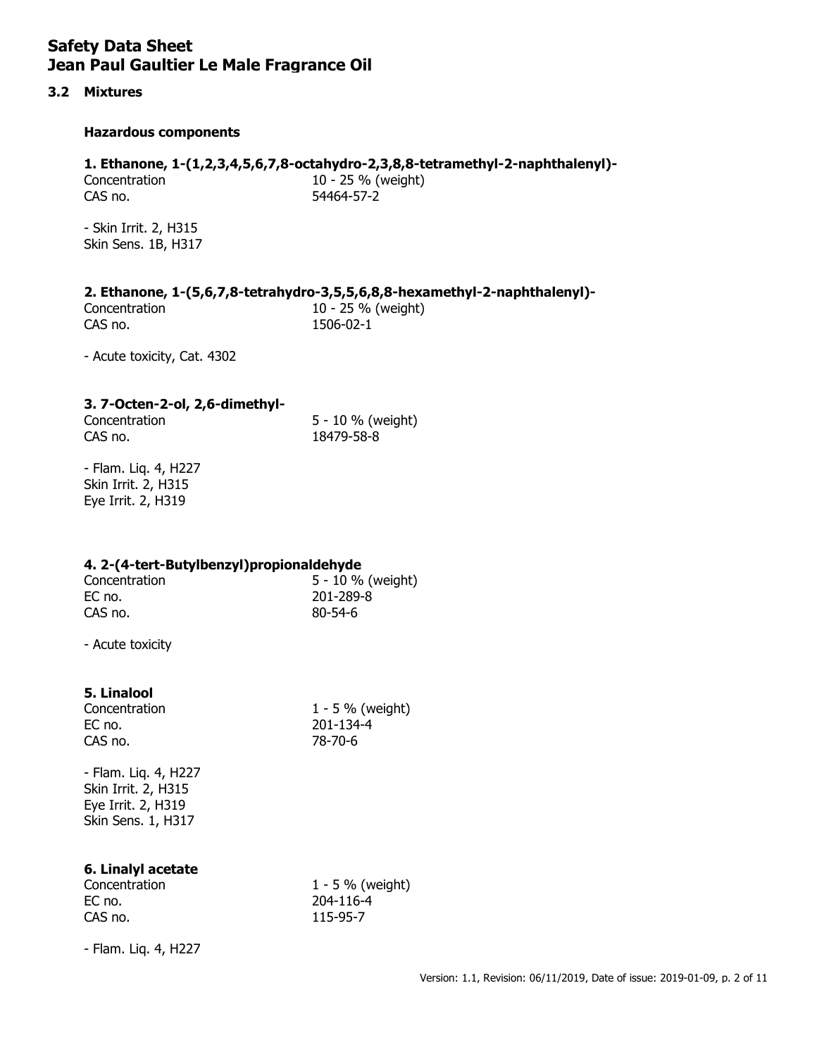# Safety Data Sheet
# Jean Paul Gaultier Le Male Fragrance Oil

## 3.2 Mixtures

### Hazardous components

#### 1. Ethanone, 1-(1,2,3,4,5,6,7,8-octahydro-2,3,8,8-tetramethyl-2-naphthalenyl)-

| | |
|---|---|
| Concentration | 10 - 25 % (weight) |
| CAS no. | 54464-57-2 |

- Skin Irrit. 2, H315
Skin Sens. 1B, H317

#### 2. Ethanone, 1-(5,6,7,8-tetrahydro-3,5,5,6,8,8-hexamethyl-2-naphthalenyl)-

| | |
|---|---|
| Concentration | 10 - 25 % (weight) |
| CAS no. | 1506-02-1 |

- Acute toxicity, Cat. 4302

#### 3. 7-Octen-2-ol, 2,6-dimethyl-

| | |
|---|---|
| Concentration | 5 - 10 % (weight) |
| CAS no. | 18479-58-8 |

- Flam. Liq. 4, H227
Skin Irrit. 2, H315
Eye Irrit. 2, H319

#### 4. 2-(4-tert-Butylbenzyl)propionaldehyde

| | |
|---|---|
| Concentration | 5 - 10 % (weight) |
| EC no. | 201-289-8 |
| CAS no. | 80-54-6 |

- Acute toxicity

#### 5. Linalool

| | |
|---|---|
| Concentration | 1 - 5 % (weight) |
| EC no. | 201-134-4 |
| CAS no. | 78-70-6 |

- Flam. Liq. 4, H227
Skin Irrit. 2, H315
Eye Irrit. 2, H319
Skin Sens. 1, H317

#### 6. Linalyl acetate

| | |
|---|---|
| Concentration | 1 - 5 % (weight) |
| EC no. | 204-116-4 |
| CAS no. | 115-95-7 |

- Flam. Liq. 4, H227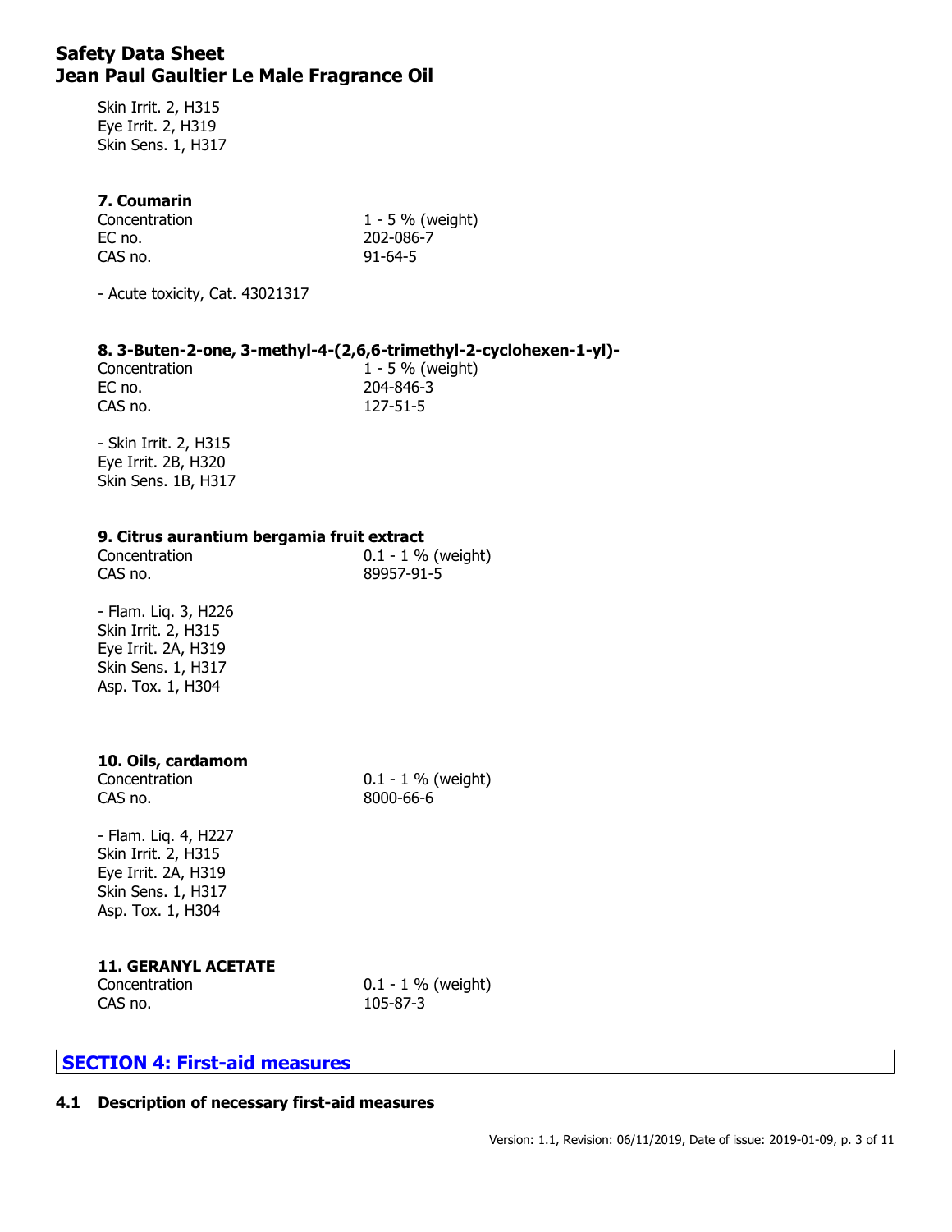Skin Irrit. 2, H315
Eye Irrit. 2, H319
Skin Sens. 1, H317

#### 7. Coumarin

| | |
|---|---|
| Concentration | 1 - 5 % (weight) |
| EC no. | 202-086-7 |
| CAS no. | 91-64-5 |

- Acute toxicity, Cat. 43021317

#### 8. 3-Buten-2-one, 3-methyl-4-(2,6,6-trimethyl-2-cyclohexen-1-yl)-

| | |
|---|---|
| Concentration | 1 - 5 % (weight) |
| EC no. | 204-846-3 |
| CAS no. | 127-51-5 |

- Skin Irrit. 2, H315
Eye Irrit. 2B, H320
Skin Sens. 1B, H317

#### 9. Citrus aurantium bergamia fruit extract

| | |
|---|---|
| Concentration | 0.1 - 1 % (weight) |
| CAS no. | 89957-91-5 |

- Flam. Liq. 3, H226
Skin Irrit. 2, H315
Eye Irrit. 2A, H319
Skin Sens. 1, H317
Asp. Tox. 1, H304

#### 10. Oils, cardamom

| | |
|---|---|
| Concentration | 0.1 - 1 % (weight) |
| CAS no. | 8000-66-6 |

- Flam. Liq. 4, H227
Skin Irrit. 2, H315
Eye Irrit. 2A, H319
Skin Sens. 1, H317
Asp. Tox. 1, H304

#### 11. GERANYL ACETATE

| | |
|---|---|
| Concentration | 0.1 - 1 % (weight) |
| CAS no. | 105-87-3 |

## SECTION 4: First-aid measures

### 4.1 Description of necessary first-aid measures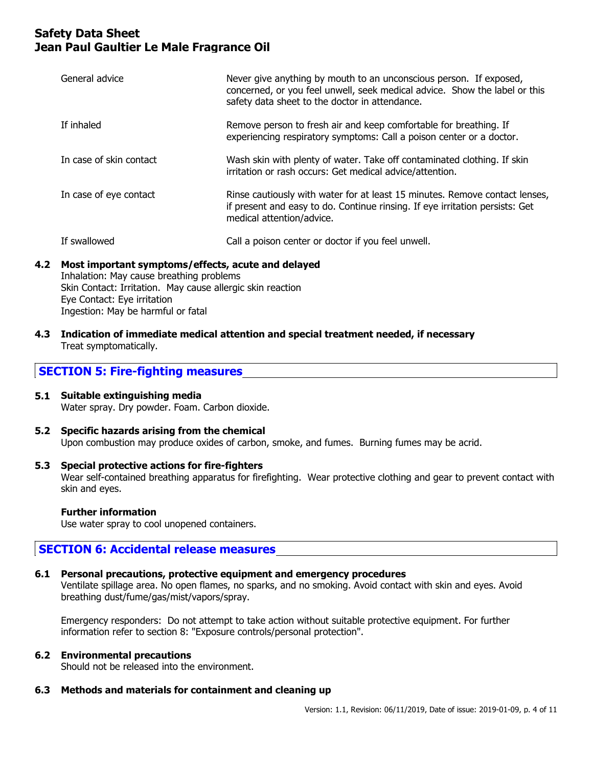| General advice | Never give anything by mouth to an unconscious person. If exposed, concerned, or you feel unwell, seek medical advice. Show the label or this safety data sheet to the doctor in attendance. |
| --- | --- |
| If inhaled | Remove person to fresh air and keep comfortable for breathing. If experiencing respiratory symptoms: Call a poison center or a doctor. |
| In case of skin contact | Wash skin with plenty of water. Take off contaminated clothing. If skin irritation or rash occurs: Get medical advice/attention. |
| In case of eye contact | Rinse cautiously with water for at least 15 minutes. Remove contact lenses, if present and easy to do. Continue rinsing. If eye irritation persists: Get medical attention/advice. |
| If swallowed | Call a poison center or doctor if you feel unwell. |

### 4.2 Most important symptoms/effects, acute and delayed

Inhalation: May cause breathing problems
Skin Contact: Irritation. May cause allergic skin reaction
Eye Contact: Eye irritation
Ingestion: May be harmful or fatal

### 4.3 Indication of immediate medical attention and special treatment needed, if necessary

Treat symptomatically.

## SECTION 5: Fire-fighting measures

### 5.1 Suitable extinguishing media

Water spray. Dry powder. Foam. Carbon dioxide.

### 5.2 Specific hazards arising from the chemical

Upon combustion may produce oxides of carbon, smoke, and fumes. Burning fumes may be acrid.

### 5.3 Special protective actions for fire-fighters

Wear self-contained breathing apparatus for firefighting. Wear protective clothing and gear to prevent contact with skin and eyes.

**Further information**

Use water spray to cool unopened containers.

## SECTION 6: Accidental release measures

### 6.1 Personal precautions, protective equipment and emergency procedures

Ventilate spillage area. No open flames, no sparks, and no smoking. Avoid contact with skin and eyes. Avoid breathing dust/fume/gas/mist/vapors/spray.

Emergency responders: Do not attempt to take action without suitable protective equipment. For further information refer to section 8: "Exposure controls/personal protection".

### 6.2 Environmental precautions

Should not be released into the environment.

### 6.3 Methods and materials for containment and cleaning up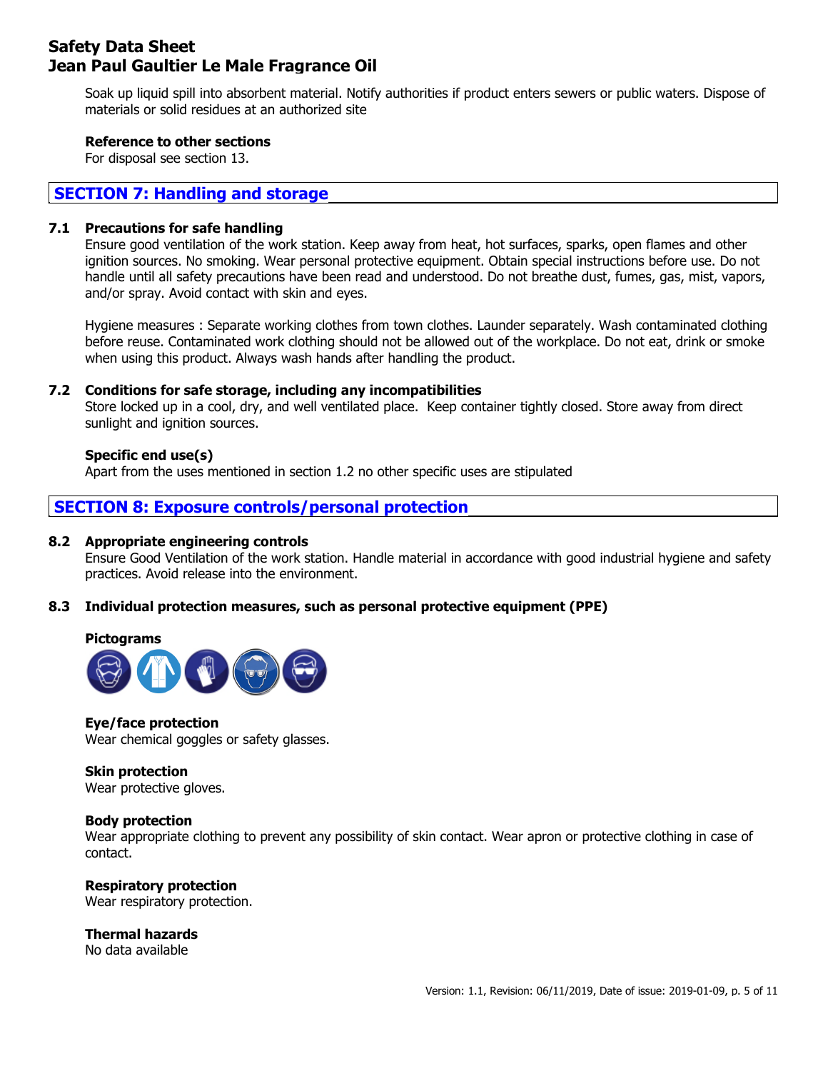Soak up liquid spill into absorbent material. Notify authorities if product enters sewers or public waters. Dispose of materials or solid residues at an authorized site

**Reference to other sections**
For disposal see section 13.

## SECTION 7: Handling and storage

### 7.1 Precautions for safe handling

Ensure good ventilation of the work station. Keep away from heat, hot surfaces, sparks, open flames and other ignition sources. No smoking. Wear personal protective equipment. Obtain special instructions before use. Do not handle until all safety precautions have been read and understood. Do not breathe dust, fumes, gas, mist, vapors, and/or spray. Avoid contact with skin and eyes.

Hygiene measures : Separate working clothes from town clothes. Launder separately. Wash contaminated clothing before reuse. Contaminated work clothing should not be allowed out of the workplace. Do not eat, drink or smoke when using this product. Always wash hands after handling the product.

### 7.2 Conditions for safe storage, including any incompatibilities

Store locked up in a cool, dry, and well ventilated place. Keep container tightly closed. Store away from direct sunlight and ignition sources.

**Specific end use(s)**
Apart from the uses mentioned in section 1.2 no other specific uses are stipulated

## SECTION 8: Exposure controls/personal protection

### 8.2 Appropriate engineering controls

Ensure Good Ventilation of the work station. Handle material in accordance with good industrial hygiene and safety practices. Avoid release into the environment.

### 8.3 Individual protection measures, such as personal protective equipment (PPE)

**Pictograms**

**Eye/face protection**
Wear chemical goggles or safety glasses.

**Skin protection**
Wear protective gloves.

**Body protection**
Wear appropriate clothing to prevent any possibility of skin contact. Wear apron or protective clothing in case of contact.

**Respiratory protection**
Wear respiratory protection.

**Thermal hazards**
No data available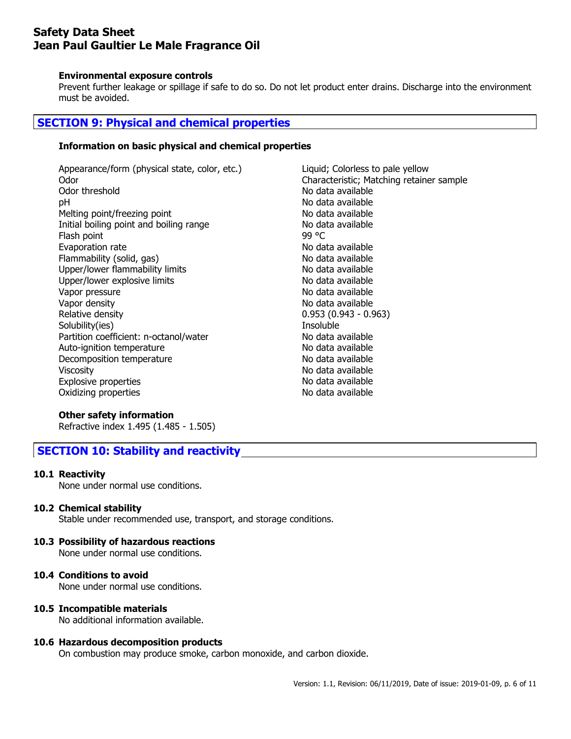#### Environmental exposure controls

Prevent further leakage or spillage if safe to do so. Do not let product enter drains. Discharge into the environment must be avoided.

## SECTION 9: Physical and chemical properties

#### Information on basic physical and chemical properties

| | |
|---|---|
| Appearance/form (physical state, color, etc.) | Liquid; Colorless to pale yellow |
| Odor | Characteristic; Matching retainer sample |
| Odor threshold | No data available |
| pH | No data available |
| Melting point/freezing point | No data available |
| Initial boiling point and boiling range | No data available |
| Flash point | 99 °C |
| Evaporation rate | No data available |
| Flammability (solid, gas) | No data available |
| Upper/lower flammability limits | No data available |
| Upper/lower explosive limits | No data available |
| Vapor pressure | No data available |
| Vapor density | No data available |
| Relative density | 0.953 (0.943 - 0.963) |
| Solubility(ies) | Insoluble |
| Partition coefficient: n-octanol/water | No data available |
| Auto-ignition temperature | No data available |
| Decomposition temperature | No data available |
| Viscosity | No data available |
| Explosive properties | No data available |
| Oxidizing properties | No data available |

#### Other safety information

Refractive index 1.495 (1.485 - 1.505)

## SECTION 10: Stability and reactivity

#### 10.1 Reactivity

None under normal use conditions.

#### 10.2 Chemical stability

Stable under recommended use, transport, and storage conditions.

#### 10.3 Possibility of hazardous reactions

None under normal use conditions.

#### 10.4 Conditions to avoid

None under normal use conditions.

#### 10.5 Incompatible materials

No additional information available.

#### 10.6 Hazardous decomposition products

On combustion may produce smoke, carbon monoxide, and carbon dioxide.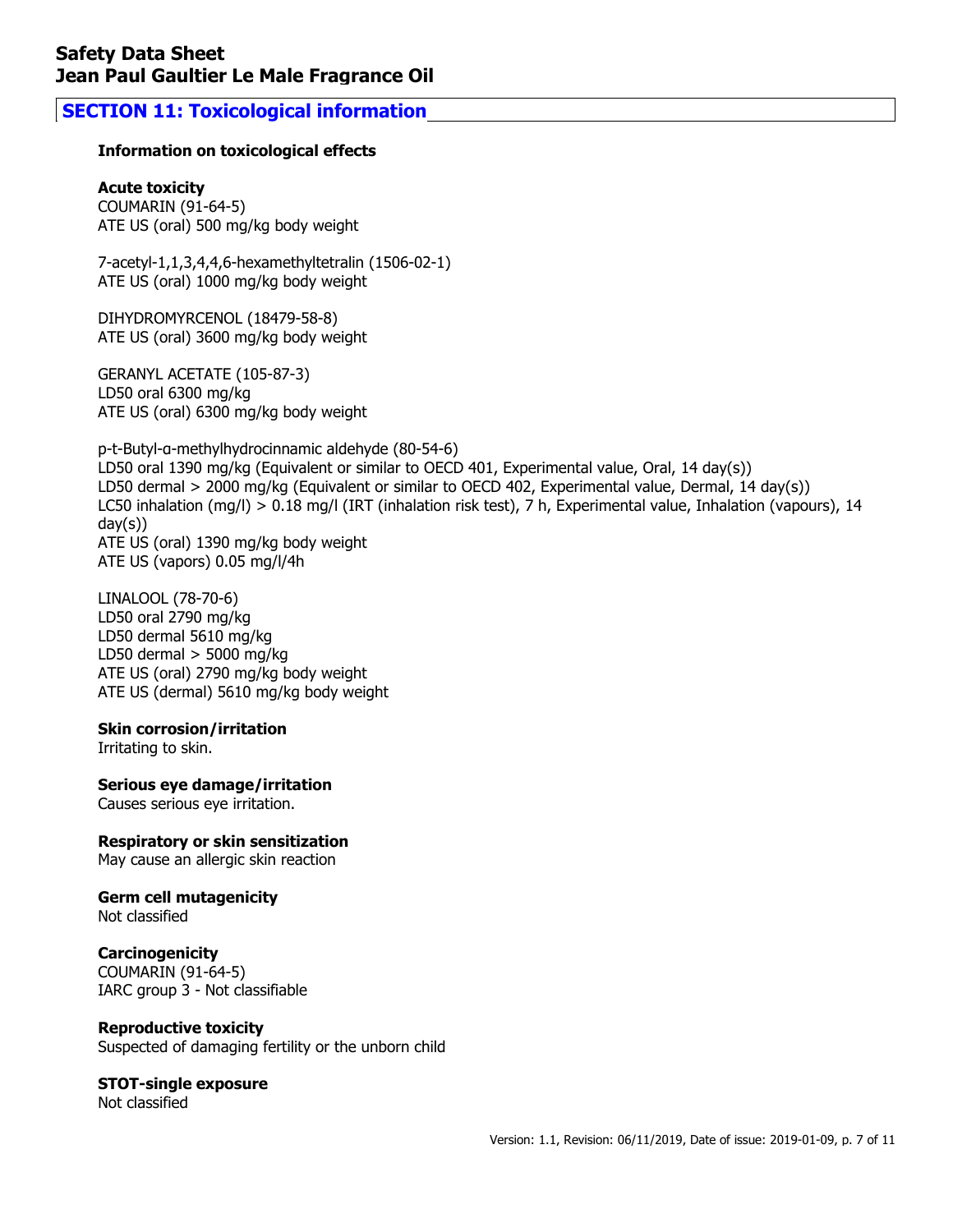## SECTION 11: Toxicological information

**Information on toxicological effects**

**Acute toxicity**

COUMARIN (91-64-5)
ATE US (oral) 500 mg/kg body weight

7-acetyl-1,1,3,4,4,6-hexamethyltetralin (1506-02-1)
ATE US (oral) 1000 mg/kg body weight

DIHYDROMYRCENOL (18479-58-8)
ATE US (oral) 3600 mg/kg body weight

GERANYL ACETATE (105-87-3)
LD50 oral 6300 mg/kg
ATE US (oral) 6300 mg/kg body weight

p-t-Butyl-α-methylhydrocinnamic aldehyde (80-54-6)
LD50 oral 1390 mg/kg (Equivalent or similar to OECD 401, Experimental value, Oral, 14 day(s))
LD50 dermal > 2000 mg/kg (Equivalent or similar to OECD 402, Experimental value, Dermal, 14 day(s))
LC50 inhalation (mg/l) > 0.18 mg/l (IRT (inhalation risk test), 7 h, Experimental value, Inhalation (vapours), 14 day(s))
ATE US (oral) 1390 mg/kg body weight
ATE US (vapors) 0.05 mg/l/4h

LINALOOL (78-70-6)
LD50 oral 2790 mg/kg
LD50 dermal 5610 mg/kg
LD50 dermal > 5000 mg/kg
ATE US (oral) 2790 mg/kg body weight
ATE US (dermal) 5610 mg/kg body weight

**Skin corrosion/irritation**
Irritating to skin.

**Serious eye damage/irritation**
Causes serious eye irritation.

**Respiratory or skin sensitization**
May cause an allergic skin reaction

**Germ cell mutagenicity**
Not classified

**Carcinogenicity**
COUMARIN (91-64-5)
IARC group 3 - Not classifiable

**Reproductive toxicity**
Suspected of damaging fertility or the unborn child

**STOT-single exposure**
Not classified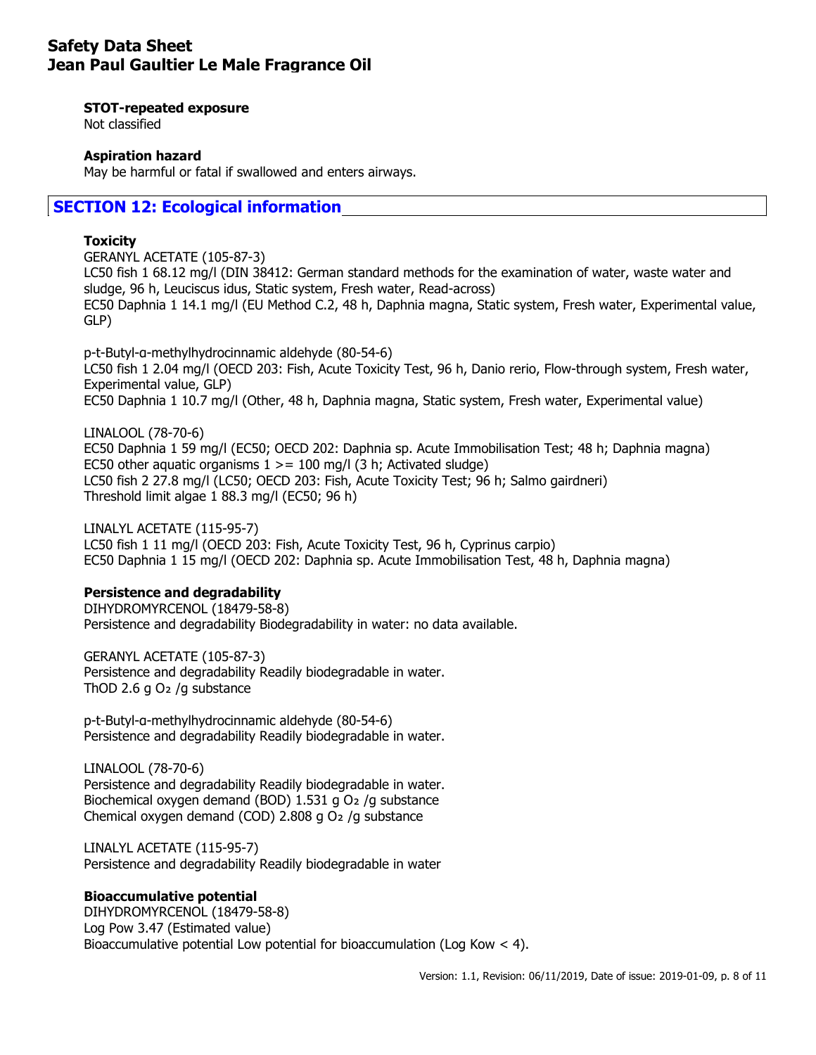**STOT-repeated exposure**
Not classified

**Aspiration hazard**
May be harmful or fatal if swallowed and enters airways.

## SECTION 12: Ecological information

**Toxicity**

GERANYL ACETATE (105-87-3)
LC50 fish 1 68.12 mg/l (DIN 38412: German standard methods for the examination of water, waste water and sludge, 96 h, Leuciscus idus, Static system, Fresh water, Read-across)
EC50 Daphnia 1 14.1 mg/l (EU Method C.2, 48 h, Daphnia magna, Static system, Fresh water, Experimental value, GLP)

p-t-Butyl-α-methylhydrocinnamic aldehyde (80-54-6)
LC50 fish 1 2.04 mg/l (OECD 203: Fish, Acute Toxicity Test, 96 h, Danio rerio, Flow-through system, Fresh water, Experimental value, GLP)
EC50 Daphnia 1 10.7 mg/l (Other, 48 h, Daphnia magna, Static system, Fresh water, Experimental value)

LINALOOL (78-70-6)
EC50 Daphnia 1 59 mg/l (EC50; OECD 202: Daphnia sp. Acute Immobilisation Test; 48 h; Daphnia magna)
EC50 other aquatic organisms 1 >= 100 mg/l (3 h; Activated sludge)
LC50 fish 2 27.8 mg/l (LC50; OECD 203: Fish, Acute Toxicity Test; 96 h; Salmo gairdneri)
Threshold limit algae 1 88.3 mg/l (EC50; 96 h)

LINALYL ACETATE (115-95-7)
LC50 fish 1 11 mg/l (OECD 203: Fish, Acute Toxicity Test, 96 h, Cyprinus carpio)
EC50 Daphnia 1 15 mg/l (OECD 202: Daphnia sp. Acute Immobilisation Test, 48 h, Daphnia magna)

**Persistence and degradability**

DIHYDROMYRCENOL (18479-58-8)
Persistence and degradability Biodegradability in water: no data available.

GERANYL ACETATE (105-87-3)
Persistence and degradability Readily biodegradable in water.
ThOD 2.6 g $O_2$ /g substance

p-t-Butyl-α-methylhydrocinnamic aldehyde (80-54-6)
Persistence and degradability Readily biodegradable in water.

LINALOOL (78-70-6)
Persistence and degradability Readily biodegradable in water.
Biochemical oxygen demand (BOD) 1.531 g $O_2$ /g substance
Chemical oxygen demand (COD) 2.808 g $O_2$ /g substance

LINALYL ACETATE (115-95-7)
Persistence and degradability Readily biodegradable in water

**Bioaccumulative potential**

DIHYDROMYRCENOL (18479-58-8)
Log Pow 3.47 (Estimated value)
Bioaccumulative potential Low potential for bioaccumulation (Log Kow < 4).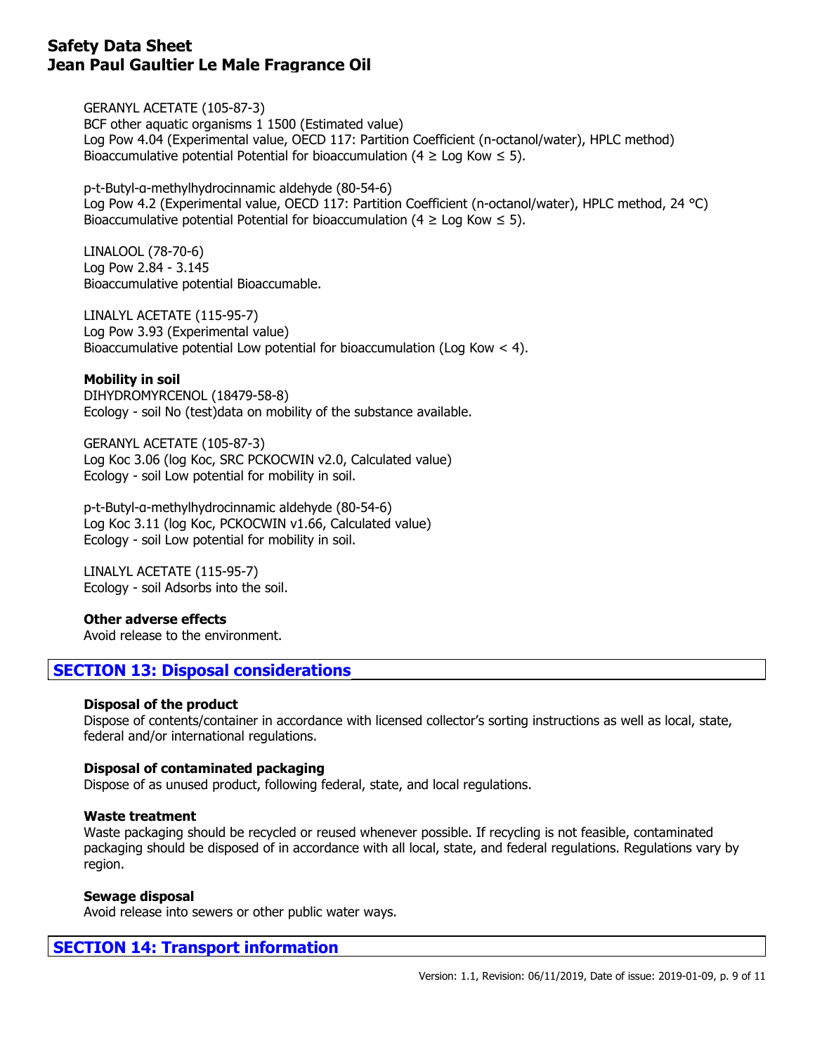GERANYL ACETATE (105-87-3)
BCF other aquatic organisms 1 1500 (Estimated value)
Log Pow 4.04 (Experimental value, OECD 117: Partition Coefficient (n-octanol/water), HPLC method)
Bioaccumulative potential Potential for bioaccumulation (4 ≥ Log Kow ≤ 5).

p-t-Butyl-α-methylhydrocinnamic aldehyde (80-54-6)
Log Pow 4.2 (Experimental value, OECD 117: Partition Coefficient (n-octanol/water), HPLC method, 24 °C)
Bioaccumulative potential Potential for bioaccumulation (4 ≥ Log Kow ≤ 5).

LINALOOL (78-70-6)
Log Pow 2.84 - 3.145
Bioaccumulative potential Bioaccumable.

LINALYL ACETATE (115-95-7)
Log Pow 3.93 (Experimental value)
Bioaccumulative potential Low potential for bioaccumulation (Log Kow < 4).

**Mobility in soil**

DIHYDROMYRCENOL (18479-58-8)
Ecology - soil No (test)data on mobility of the substance available.

GERANYL ACETATE (105-87-3)
Log Koc 3.06 (log Koc, SRC PCKOCWIN v2.0, Calculated value)
Ecology - soil Low potential for mobility in soil.

p-t-Butyl-α-methylhydrocinnamic aldehyde (80-54-6)
Log Koc 3.11 (log Koc, PCKOCWIN v1.66, Calculated value)
Ecology - soil Low potential for mobility in soil.

LINALYL ACETATE (115-95-7)
Ecology - soil Adsorbs into the soil.

**Other adverse effects**

Avoid release to the environment.

## SECTION 13: Disposal considerations

**Disposal of the product**

Dispose of contents/container in accordance with licensed collector's sorting instructions as well as local, state, federal and/or international regulations.

**Disposal of contaminated packaging**

Dispose of as unused product, following federal, state, and local regulations.

**Waste treatment**

Waste packaging should be recycled or reused whenever possible. If recycling is not feasible, contaminated packaging should be disposed of in accordance with all local, state, and federal regulations. Regulations vary by region.

**Sewage disposal**

Avoid release into sewers or other public water ways.

## SECTION 14: Transport information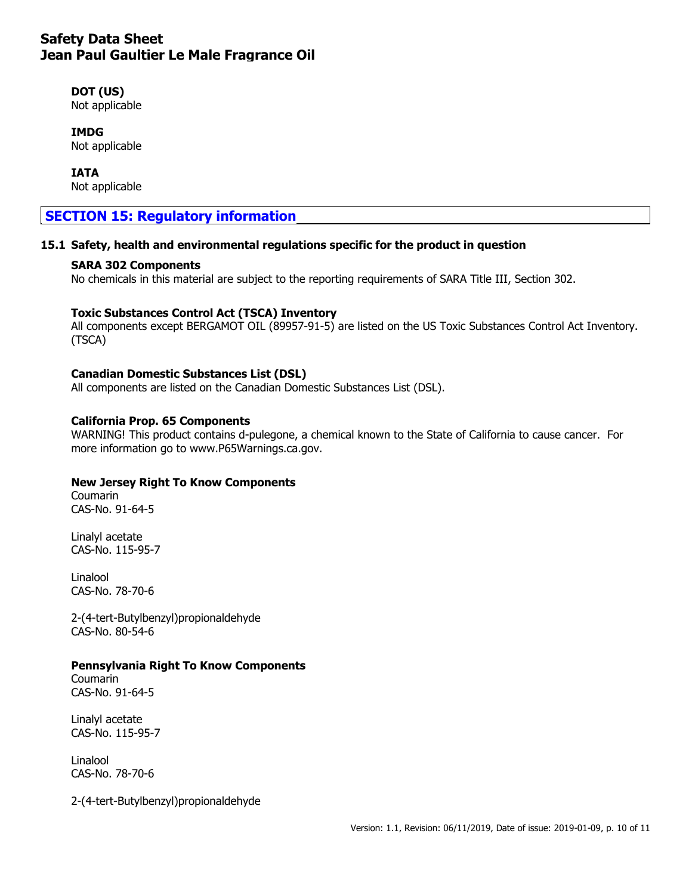**DOT (US)**
Not applicable

**IMDG**
Not applicable

**IATA**
Not applicable

## SECTION 15: Regulatory information

### 15.1 Safety, health and environmental regulations specific for the product in question

**SARA 302 Components**
No chemicals in this material are subject to the reporting requirements of SARA Title III, Section 302.

**Toxic Substances Control Act (TSCA) Inventory**
All components except BERGAMOT OIL (89957-91-5) are listed on the US Toxic Substances Control Act Inventory. (TSCA)

**Canadian Domestic Substances List (DSL)**
All components are listed on the Canadian Domestic Substances List (DSL).

**California Prop. 65 Components**
WARNING! This product contains d-pulegone, a chemical known to the State of California to cause cancer. For more information go to www.P65Warnings.ca.gov.

**New Jersey Right To Know Components**
Coumarin
CAS-No. 91-64-5

Linalyl acetate
CAS-No. 115-95-7

Linalool
CAS-No. 78-70-6

2-(4-tert-Butylbenzyl)propionaldehyde
CAS-No. 80-54-6

**Pennsylvania Right To Know Components**
Coumarin
CAS-No. 91-64-5

Linalyl acetate
CAS-No. 115-95-7

Linalool
CAS-No. 78-70-6

2-(4-tert-Butylbenzyl)propionaldehyde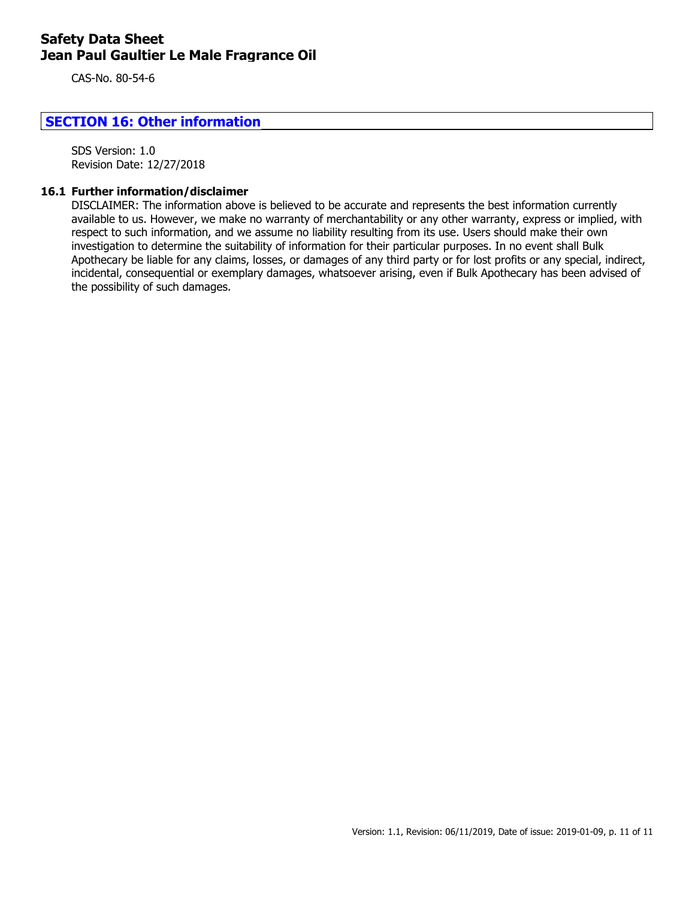CAS-No. 80-54-6

## SECTION 16: Other information

SDS Version: 1.0
Revision Date: 12/27/2018

### 16.1 Further information/disclaimer

DISCLAIMER: The information above is believed to be accurate and represents the best information currently available to us. However, we make no warranty of merchantability or any other warranty, express or implied, with respect to such information, and we assume no liability resulting from its use. Users should make their own investigation to determine the suitability of information for their particular purposes. In no event shall Bulk Apothecary be liable for any claims, losses, or damages of any third party or for lost profits or any special, indirect, incidental, consequential or exemplary damages, whatsoever arising, even if Bulk Apothecary has been advised of the possibility of such damages.